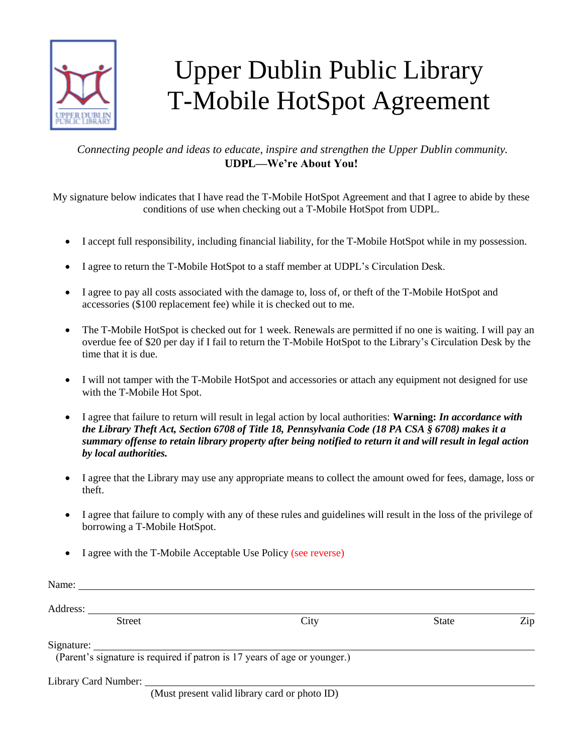# Upper Dublin Public Library T-Mobile HotSpot Agreement

*Connecting people and ideas to educate, inspire and strengthen the Upper Dublin community.*

**UDPL—We're About You!**

My signature below indicates that I have read the T-Mobile HotSpot Agreement and that I agree to abide by these conditions of use when checking out a T-Mobile HotSpot from UDPL.

- I accept full responsibility, including financial liability, for the T-Mobile HotSpot while in my possession.
- I agree to return the T-Mobile HotSpot to a staff member at UDPL's Circulation Desk.
- I agree to pay all costs associated with the damage to, loss of, or theft of the T-Mobile HotSpot and accessories ($100 replacement fee) while it is checked out to me.
- The T-Mobile HotSpot is checked out for 1 week. Renewals are permitted if no one is waiting. I will pay an overdue fee of $20 per day if I fail to return the T-Mobile HotSpot to the Library's Circulation Desk by the time that it is due.
- I will not tamper with the T-Mobile HotSpot and accessories or attach any equipment not designed for use with the T-Mobile Hot Spot.
- I agree that failure to return will result in legal action by local authorities: **Warning:** ***In accordance with the Library Theft Act, Section 6708 of Title 18, Pennsylvania Code (18 PA CSA § 6708) makes it a summary offense to retain library property after being notified to return it and will result in legal action by local authorities.***
- I agree that the Library may use any appropriate means to collect the amount owed for fees, damage, loss or theft.
- I agree that failure to comply with any of these rules and guidelines will result in the loss of the privilege of borrowing a T-Mobile HotSpot.
- I agree with the T-Mobile Acceptable Use Policy (see reverse)

Name: ______________________________

Address: ______________________________
Street City State Zip

Signature: ______________________________
(Parent's signature is required if patron is 17 years of age or younger.)

Library Card Number: ______________________________
(Must present valid library card or photo ID)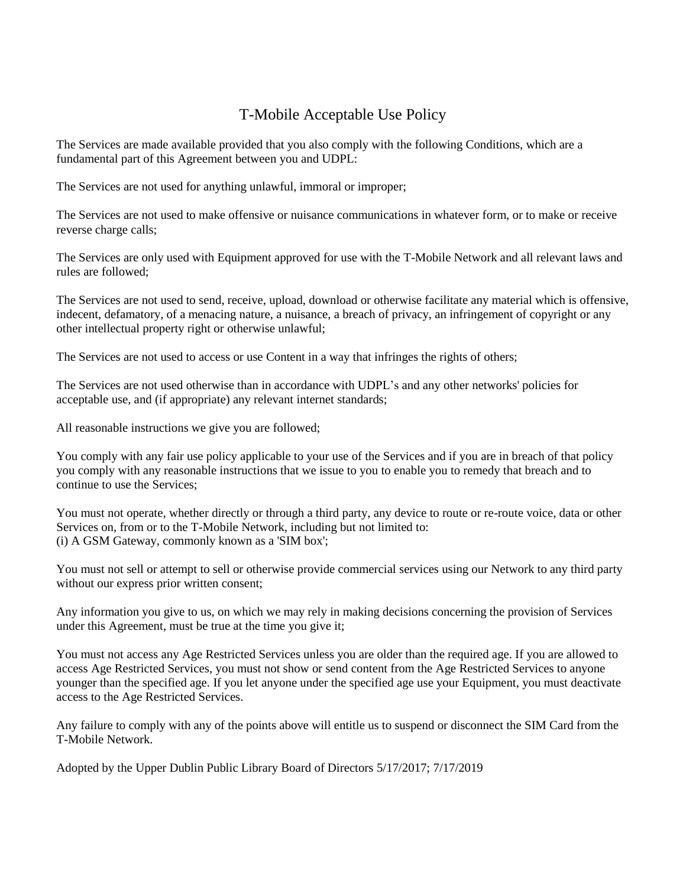# T-Mobile Acceptable Use Policy

The Services are made available provided that you also comply with the following Conditions, which are a fundamental part of this Agreement between you and UDPL:

The Services are not used for anything unlawful, immoral or improper;

The Services are not used to make offensive or nuisance communications in whatever form, or to make or receive reverse charge calls;

The Services are only used with Equipment approved for use with the T-Mobile Network and all relevant laws and rules are followed;

The Services are not used to send, receive, upload, download or otherwise facilitate any material which is offensive, indecent, defamatory, of a menacing nature, a nuisance, a breach of privacy, an infringement of copyright or any other intellectual property right or otherwise unlawful;

The Services are not used to access or use Content in a way that infringes the rights of others;

The Services are not used otherwise than in accordance with UDPL's and any other networks' policies for acceptable use, and (if appropriate) any relevant internet standards;

All reasonable instructions we give you are followed;

You comply with any fair use policy applicable to your use of the Services and if you are in breach of that policy you comply with any reasonable instructions that we issue to you to enable you to remedy that breach and to continue to use the Services;

You must not operate, whether directly or through a third party, any device to route or re-route voice, data or other Services on, from or to the T-Mobile Network, including but not limited to:
(i) A GSM Gateway, commonly known as a 'SIM box';

You must not sell or attempt to sell or otherwise provide commercial services using our Network to any third party without our express prior written consent;

Any information you give to us, on which we may rely in making decisions concerning the provision of Services under this Agreement, must be true at the time you give it;

You must not access any Age Restricted Services unless you are older than the required age. If you are allowed to access Age Restricted Services, you must not show or send content from the Age Restricted Services to anyone younger than the specified age. If you let anyone under the specified age use your Equipment, you must deactivate access to the Age Restricted Services.

Any failure to comply with any of the points above will entitle us to suspend or disconnect the SIM Card from the T-Mobile Network.

Adopted by the Upper Dublin Public Library Board of Directors 5/17/2017; 7/17/2019